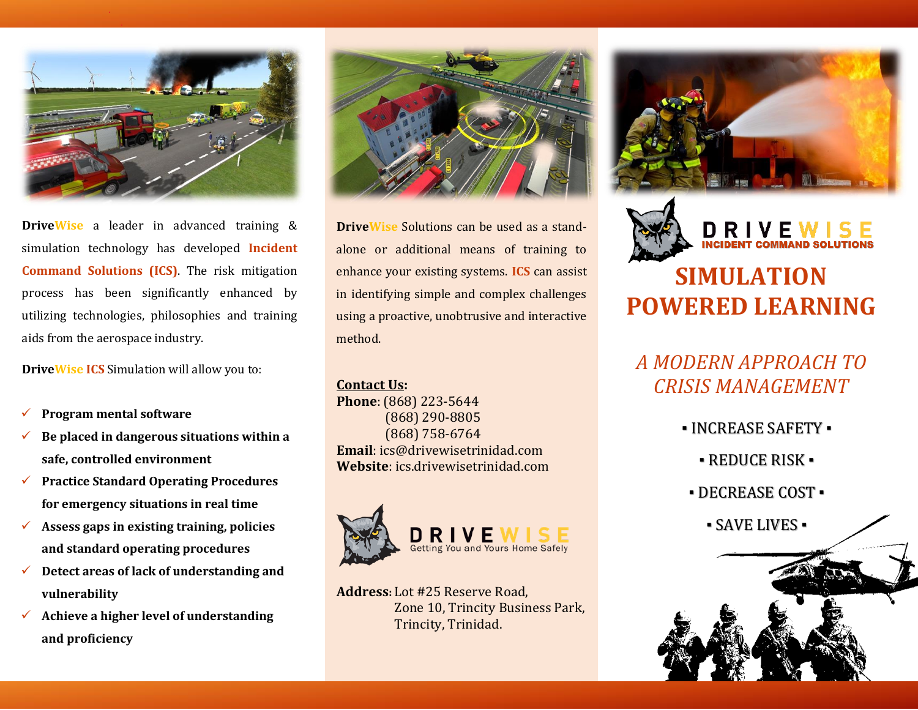**DriveWise** a leader in advanced training & simulation technology has developed **Incident Command Solutions (ICS)**. The risk mitigation process has been significantly enhanced by utilizing technologies, philosophies and training aids from the aerospace industry.

**DriveWise ICS** Simulation will allow you to:

- ✓ **Program mental software**
- ✓ **Be placed in dangerous situations within a safe, controlled environment**
- ✓ **Practice Standard Operating Procedures for emergency situations in real time**
- ✓ **Assess gaps in existing training, policies and standard operating procedures**
- ✓ **Detect areas of lack of understanding and vulnerability**
- ✓ **Achieve a higher level of understanding and proficiency**

**DriveWise** Solutions can be used as a stand-alone or additional means of training to enhance your existing systems. **ICS** can assist in identifying simple and complex challenges using a proactive, unobtrusive and interactive method.

**Contact Us:**

**Phone**: (868) 223-5644
(868) 290-8805
(868) 758-6764

**Email**: ics@drivewisetrinidad.com

**Website**: ics.drivewisetrinidad.com

DRIVEWISE
Getting You and Yours Home Safely

**Address**: Lot #25 Reserve Road,
Zone 10, Trincity Business Park,
Trincity, Trinidad.

DRIVEWISE
INCIDENT COMMAND SOLUTIONS

# SIMULATION POWERED LEARNING

## *A MODERN APPROACH TO CRISIS MANAGEMENT*

▪ INCREASE SAFETY ▪

▪ REDUCE RISK ▪

▪ DECREASE COST ▪

▪ SAVE LIVES ▪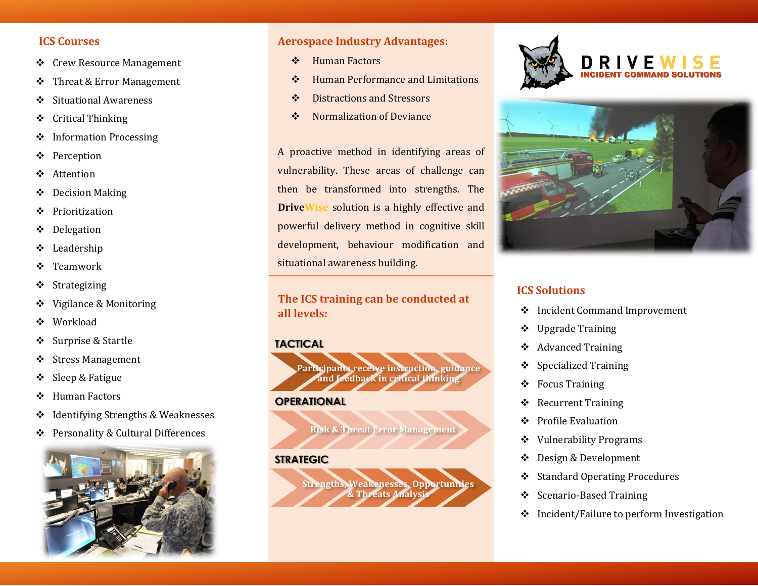## ICS Courses

- Crew Resource Management
- Threat & Error Management
- Situational Awareness
- Critical Thinking
- Information Processing
- Perception
- Attention
- Decision Making
- Prioritization
- Delegation
- Leadership
- Teamwork
- Strategizing
- Vigilance & Monitoring
- Workload
- Surprise & Startle
- Stress Management
- Sleep & Fatigue
- Human Factors
- Identifying Strengths & Weaknesses
- Personality & Cultural Differences

## Aerospace Industry Advantages:

- Human Factors
- Human Performance and Limitations
- Distractions and Stressors
- Normalization of Deviance

A proactive method in identifying areas of vulnerability. These areas of challenge can then be transformed into strengths. The **DriveWise** solution is a highly effective and powerful delivery method in cognitive skill development, behaviour modification and situational awareness building.

## The ICS training can be conducted at all levels:

**TACTICAL**

Participants receive instruction, guidance and feedback in critical thinking

**OPERATIONAL**

Risk & Threat Error Management

**STRATEGIC**

Strengths, Weaknesses, Opportunities & Threats Analysis

# DRIVEWISE
INCIDENT COMMAND SOLUTIONS

## ICS Solutions

- Incident Command Improvement
- Upgrade Training
- Advanced Training
- Specialized Training
- Focus Training
- Recurrent Training
- Profile Evaluation
- Vulnerability Programs
- Design & Development
- Standard Operating Procedures
- Scenario-Based Training
- Incident/Failure to perform Investigation